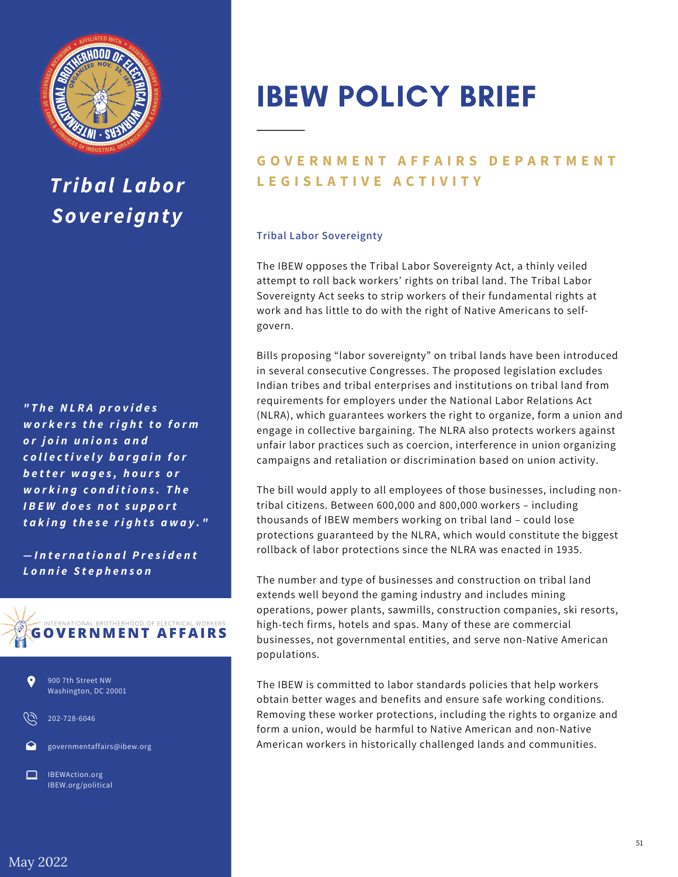# IBEW POLICY BIEF

## GOVERNMENT AFFAIRS DEPARTMENT LEGISLATIVE ACTIVITY

### Tribal Labor Sovereignty

The IBEW opposes the Tribal Labor Sovereignty Act, a thinly veiled attempt to roll back workers' rights on tribal land. The Tribal Labor Sovereignty Act seeks to strip workers of their fundamental rights at work and has little to do with the right of Native Americans to self-govern.

Bills proposing "labor sovereignty" on tribal lands have been introduced in several consecutive Congresses. The proposed legislation excludes Indian tribes and tribal enterprises and institutions on tribal land from requirements for employers under the National Labor Relations Act (NLRA), which guarantees workers the right to organize, form a union and engage in collective bargaining. The NLRA also protects workers against unfair labor practices such as coercion, interference in union organizing campaigns and retaliation or discrimination based on union activity.

The bill would apply to all employees of those businesses, including non-tribal citizens. Between 600,000 and 800,000 workers – including thousands of IBEW members working on tribal land – could lose protections guaranteed by the NLRA, which would constitute the biggest rollback of labor protections since the NLRA was enacted in 1935.

The number and type of businesses and construction on tribal land extends well beyond the gaming industry and includes mining operations, power plants, sawmills, construction companies, ski resorts, high-tech firms, hotels and spas. Many of these are commercial businesses, not governmental entities, and serve non-Native American populations.

The IBEW is committed to labor standards policies that help workers obtain better wages and benefits and ensure safe working conditions. Removing these worker protections, including the rights to organize and form a union, would be harmful to Native American and non-Native American workers in historically challenged lands and communities.

## *Tribal Labor Sovereignty*

***"The NLRA provides workers the right to form or join unions and collectively bargain for better wages, hours or working conditions. The IBEW does not support taking these rights away."***

***—International President Lonnie Stephenson***

INTERNATIONAL BROTHERHOOD OF ELECTRICAL WORKERS
**GOVERNMENT AFFAIRS**

900 7th Street NW
Washington, DC 20001

202-728-6046

governmentaffairs@ibew.org

IBEWAction.org
IBEW.org/political

May 2022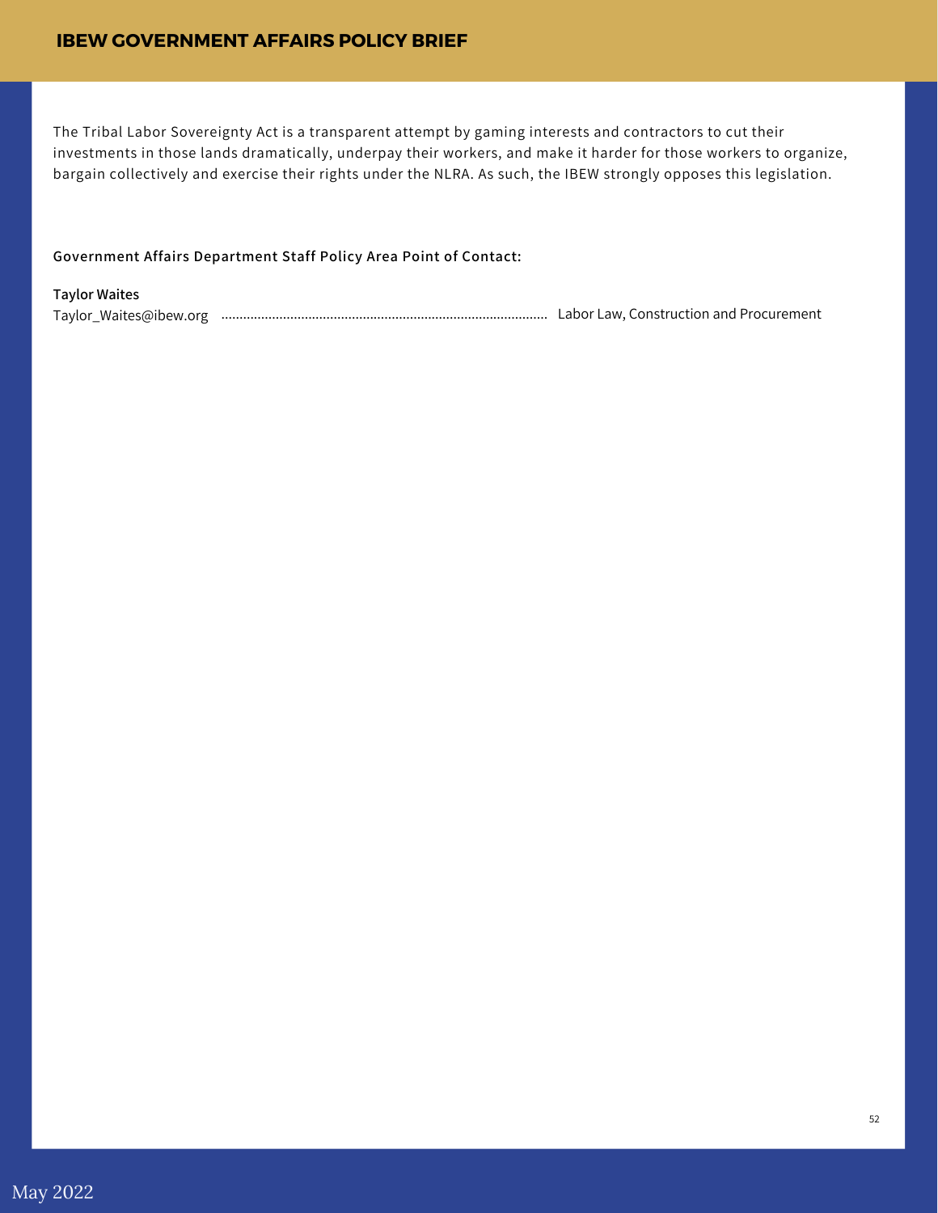The Tribal Labor Sovereignty Act is a transparent attempt by gaming interests and contractors to cut their investments in those lands dramatically, underpay their workers, and make it harder for those workers to organize, bargain collectively and exercise their rights under the NLRA. As such, the IBEW strongly opposes this legislation.

**Government Affairs Department Staff Policy Area Point of Contact:**

**Taylor Waites**
Taylor_Waites@ibew.org ........................................................................................ Labor Law, Construction and Procurement